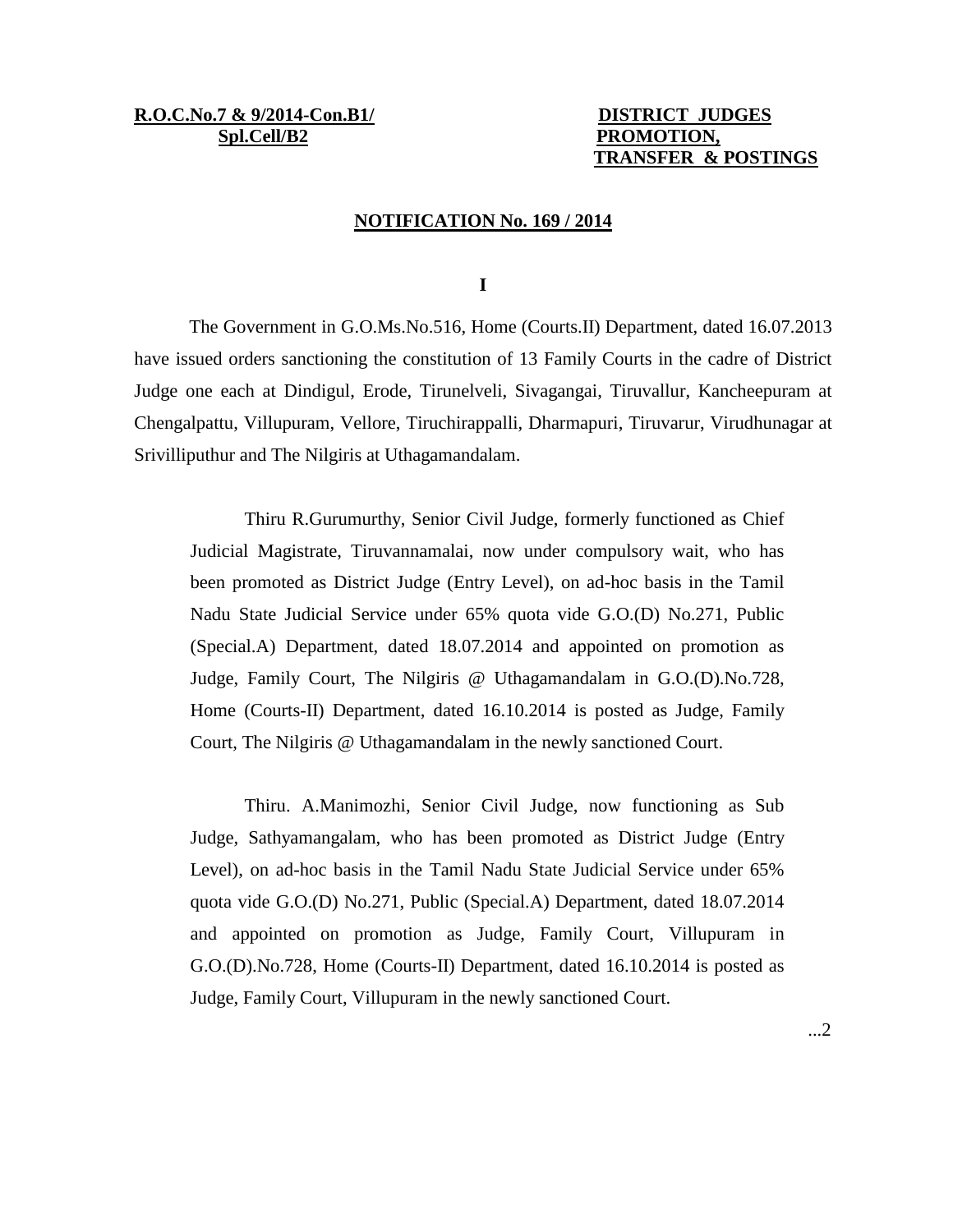**R.O.C.No.7 & 9/2014-Con.B1/ Spl.Cell/B2**

**DISTRICT JUDGES PROMOTION, TRANSFER & POSTINGS**

**NOTIFICATION No. 169 / 2014**

**I**

The Government in G.O.Ms.No.516, Home (Courts.II) Department, dated 16.07.2013 have issued orders sanctioning the constitution of 13 Family Courts in the cadre of District Judge one each at Dindigul, Erode, Tirunelveli, Sivagangai, Tiruvallur, Kancheepuram at Chengalpattu, Villupuram, Vellore, Tiruchirappalli, Dharmapuri, Tiruvarur, Virudhunagar at Srivilliputhur and The Nilgiris at Uthagamandalam.

> Thiru R.Gurumurthy, Senior Civil Judge, formerly functioned as Chief Judicial Magistrate, Tiruvannamalai, now under compulsory wait, who has been promoted as District Judge (Entry Level), on ad-hoc basis in the Tamil Nadu State Judicial Service under 65% quota vide G.O.(D) No.271, Public (Special.A) Department, dated 18.07.2014 and appointed on promotion as Judge, Family Court, The Nilgiris @ Uthagamandalam in G.O.(D).No.728, Home (Courts-II) Department, dated 16.10.2014 is posted as Judge, Family Court, The Nilgiris @ Uthagamandalam in the newly sanctioned Court.

> Thiru. A.Manimozhi, Senior Civil Judge, now functioning as Sub Judge, Sathyamangalam, who has been promoted as District Judge (Entry Level), on ad-hoc basis in the Tamil Nadu State Judicial Service under 65% quota vide G.O.(D) No.271, Public (Special.A) Department, dated 18.07.2014 and appointed on promotion as Judge, Family Court, Villupuram in G.O.(D).No.728, Home (Courts-II) Department, dated 16.10.2014 is posted as Judge, Family Court, Villupuram in the newly sanctioned Court.

...2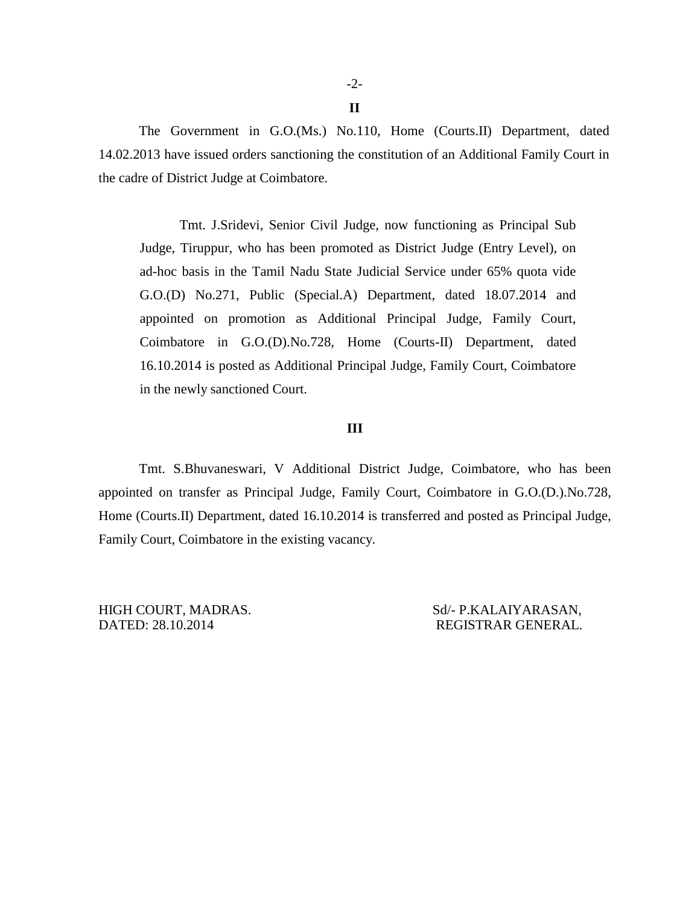**II**

The Government in G.O.(Ms.) No.110, Home (Courts.II) Department, dated 14.02.2013 have issued orders sanctioning the constitution of an Additional Family Court in the cadre of District Judge at Coimbatore.

> Tmt. J.Sridevi, Senior Civil Judge, now functioning as Principal Sub Judge, Tiruppur, who has been promoted as District Judge (Entry Level), on ad-hoc basis in the Tamil Nadu State Judicial Service under 65% quota vide G.O.(D) No.271, Public (Special.A) Department, dated 18.07.2014 and appointed on promotion as Additional Principal Judge, Family Court, Coimbatore in G.O.(D).No.728, Home (Courts-II) Department, dated 16.10.2014 is posted as Additional Principal Judge, Family Court, Coimbatore in the newly sanctioned Court.

**III**

Tmt. S.Bhuvaneswari, V Additional District Judge, Coimbatore, who has been appointed on transfer as Principal Judge, Family Court, Coimbatore in G.O.(D.).No.728, Home (Courts.II) Department, dated 16.10.2014 is transferred and posted as Principal Judge, Family Court, Coimbatore in the existing vacancy.

HIGH COURT, MADRAS.
DATED: 28.10.2014

Sd/- P.KALAIYARASAN,
REGISTRAR GENERAL.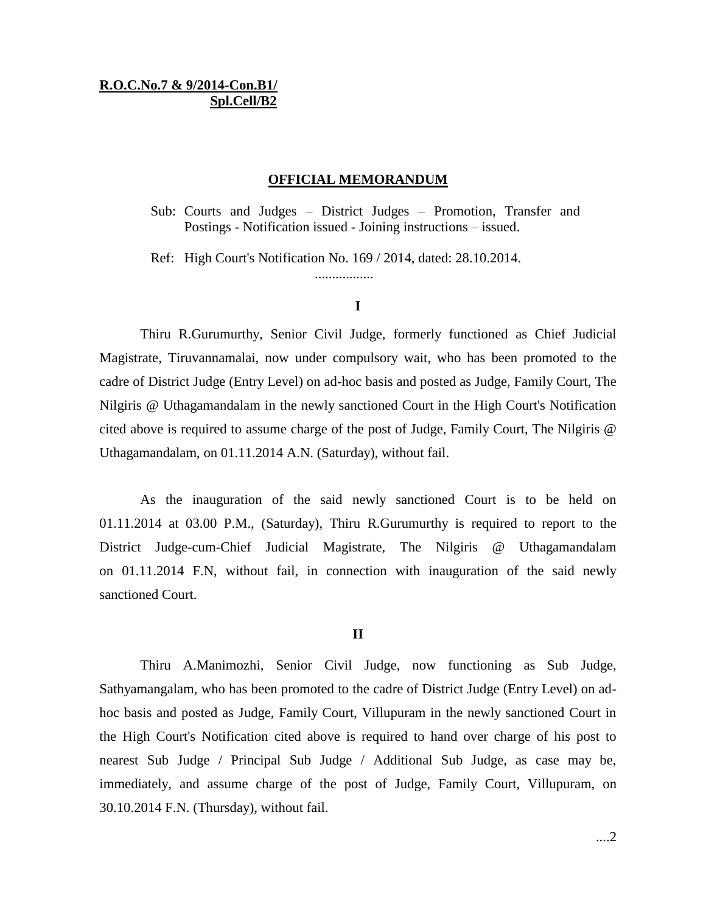**R.O.C.No.7 & 9/2014-Con.B1/**
**Spl.Cell/B2**

## OFFICIAL MEMORANDUM

Sub: Courts and Judges – District Judges – Promotion, Transfer and Postings - Notification issued - Joining instructions – issued.

Ref: High Court's Notification No. 169 / 2014, dated: 28.10.2014.

.................

**I**

Thiru R.Gurumurthy, Senior Civil Judge, formerly functioned as Chief Judicial Magistrate, Tiruvannamalai, now under compulsory wait, who has been promoted to the cadre of District Judge (Entry Level) on ad-hoc basis and posted as Judge, Family Court, The Nilgiris @ Uthagamandalam in the newly sanctioned Court in the High Court's Notification cited above is required to assume charge of the post of Judge, Family Court, The Nilgiris @ Uthagamandalam, on 01.11.2014 A.N. (Saturday), without fail.

As the inauguration of the said newly sanctioned Court is to be held on 01.11.2014 at 03.00 P.M., (Saturday), Thiru R.Gurumurthy is required to report to the District Judge-cum-Chief Judicial Magistrate, The Nilgiris @ Uthagamandalam on 01.11.2014 F.N, without fail, in connection with inauguration of the said newly sanctioned Court.

**II**

Thiru A.Manimozhi, Senior Civil Judge, now functioning as Sub Judge, Sathyamangalam, who has been promoted to the cadre of District Judge (Entry Level) on ad-hoc basis and posted as Judge, Family Court, Villupuram in the newly sanctioned Court in the High Court's Notification cited above is required to hand over charge of his post to nearest Sub Judge / Principal Sub Judge / Additional Sub Judge, as case may be, immediately, and assume charge of the post of Judge, Family Court, Villupuram, on 30.10.2014 F.N. (Thursday), without fail.

....2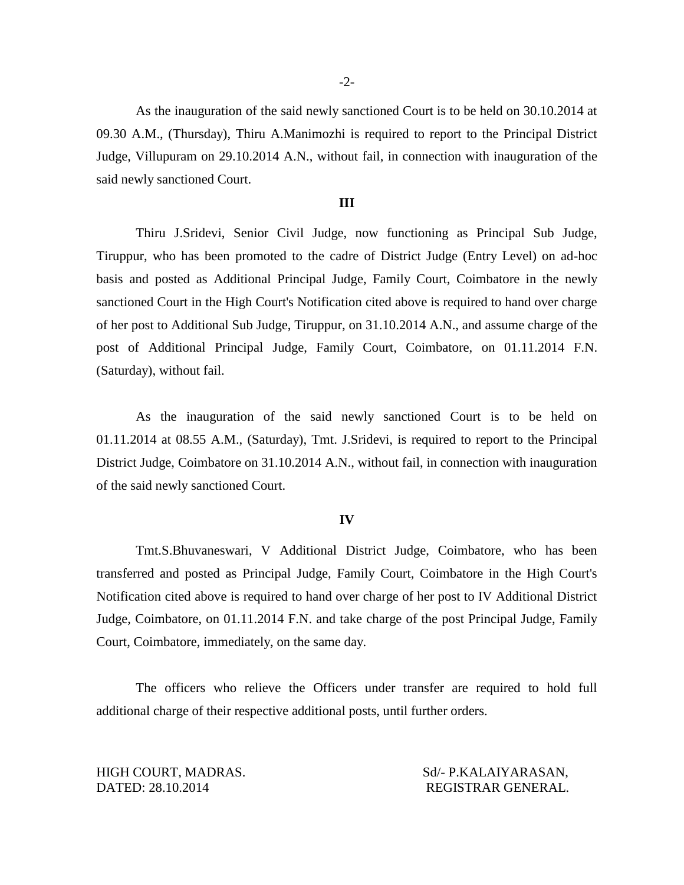As the inauguration of the said newly sanctioned Court is to be held on 30.10.2014 at 09.30 A.M., (Thursday), Thiru A.Manimozhi is required to report to the Principal District Judge, Villupuram on 29.10.2014 A.N., without fail, in connection with inauguration of the said newly sanctioned Court.

**III**

Thiru J.Sridevi, Senior Civil Judge, now functioning as Principal Sub Judge, Tiruppur, who has been promoted to the cadre of District Judge (Entry Level) on ad-hoc basis and posted as Additional Principal Judge, Family Court, Coimbatore in the newly sanctioned Court in the High Court's Notification cited above is required to hand over charge of her post to Additional Sub Judge, Tiruppur, on 31.10.2014 A.N., and assume charge of the post of Additional Principal Judge, Family Court, Coimbatore, on 01.11.2014 F.N. (Saturday), without fail.

As the inauguration of the said newly sanctioned Court is to be held on 01.11.2014 at 08.55 A.M., (Saturday), Tmt. J.Sridevi, is required to report to the Principal District Judge, Coimbatore on 31.10.2014 A.N., without fail, in connection with inauguration of the said newly sanctioned Court.

**IV**

Tmt.S.Bhuvaneswari, V Additional District Judge, Coimbatore, who has been transferred and posted as Principal Judge, Family Court, Coimbatore in the High Court's Notification cited above is required to hand over charge of her post to IV Additional District Judge, Coimbatore, on 01.11.2014 F.N. and take charge of the post Principal Judge, Family Court, Coimbatore, immediately, on the same day.

The officers who relieve the Officers under transfer are required to hold full additional charge of their respective additional posts, until further orders.

HIGH COURT, MADRAS.
DATED: 28.10.2014

Sd/- P.KALAIYARASAN,
REGISTRAR GENERAL.